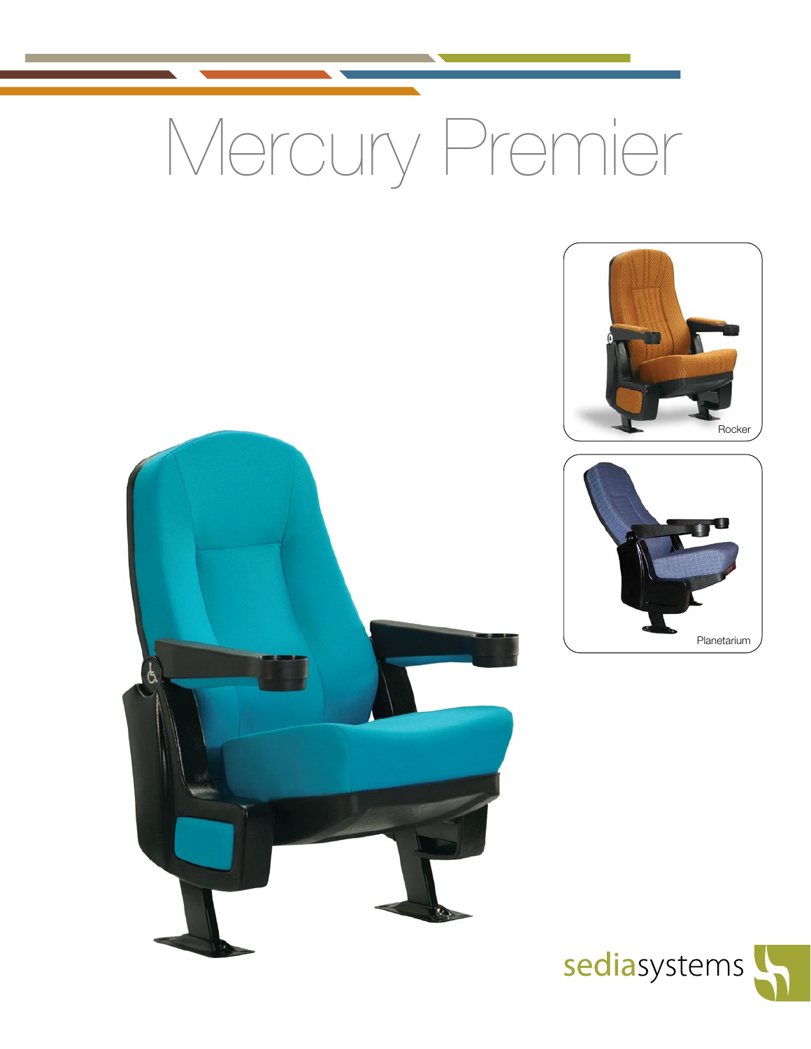# Mercury Premier

Rocker

Planetarium

sediasystems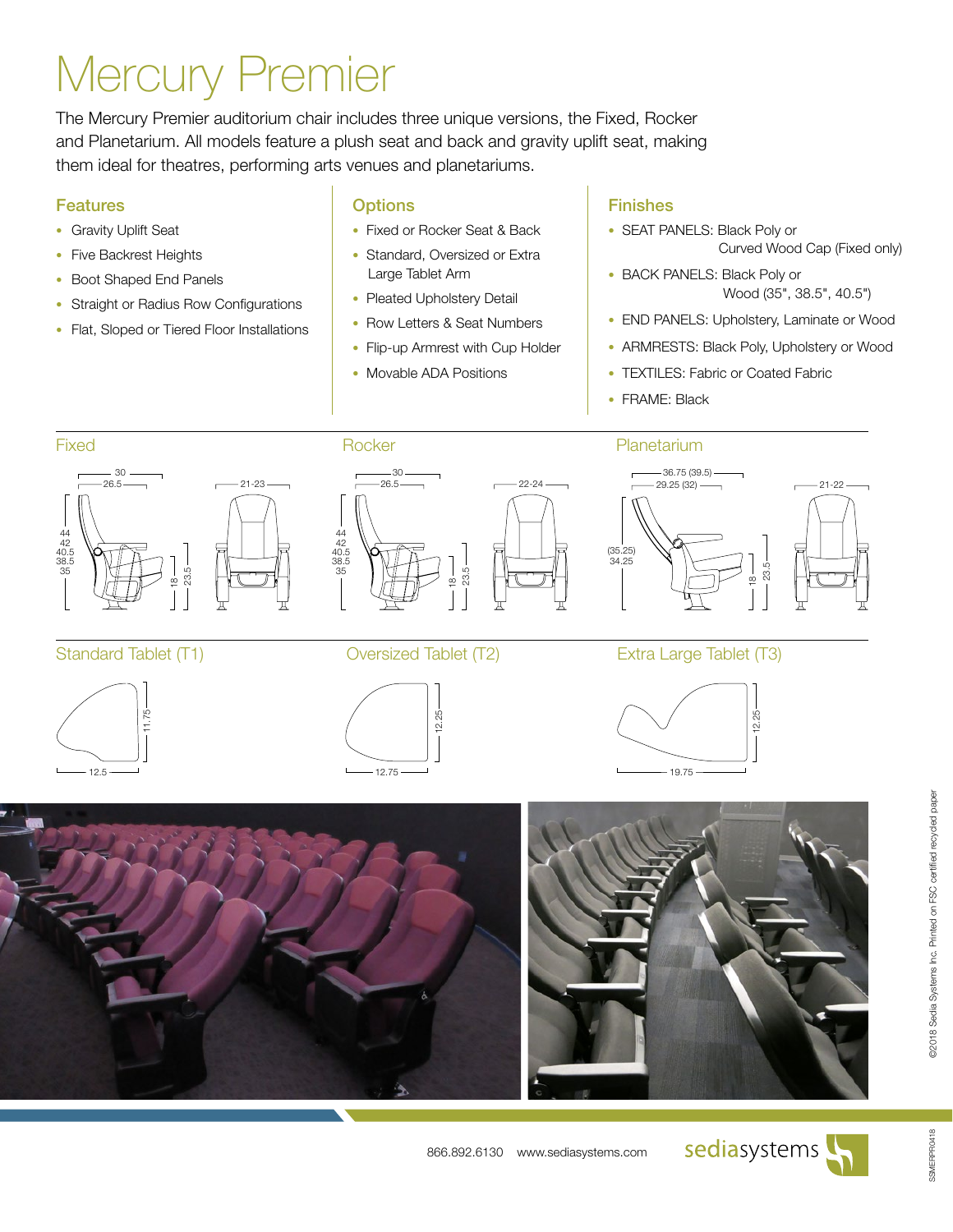# Mercury Premier

The Mercury Premier auditorium chair includes three unique versions, the Fixed, Rocker and Planetarium. All models feature a plush seat and back and gravity uplift seat, making them ideal for theatres, performing arts venues and planetariums.

## Features

- Gravity Uplift Seat
- Five Backrest Heights
- Boot Shaped End Panels
- Straight or Radius Row Configurations
- Flat, Sloped or Tiered Floor Installations

## Options

- Fixed or Rocker Seat & Back
- Standard, Oversized or Extra Large Tablet Arm
- Pleated Upholstery Detail
- Row Letters & Seat Numbers
- Flip-up Armrest with Cup Holder
- Movable ADA Positions

## Finishes

- SEAT PANELS: Black Poly or Curved Wood Cap (Fixed only)
- BACK PANELS: Black Poly or Wood (35", 38.5", 40.5")
- END PANELS: Upholstery, Laminate or Wood
- ARMRESTS: Black Poly, Upholstery or Wood
- TEXTILES: Fabric or Coated Fabric
- FRAME: Black

## Fixed

30
26.5
44
42
40.5
38.5
35
18
23.5
21-23

## Rocker

30
26.5
44
42
40.5
38.5
35
18
23.5
22-24

## Planetarium

36.75 (39.5)
29.25 (32)
(35.25)
34.25
18
23.5
21-22

## Standard Tablet (T1)

11.75
12.5

## Oversized Tablet (T2)

12.25
12.75

## Extra Large Tablet (T3)

12.25
19.75

©2018 Sedia Systems Inc. Printed on FSC certified recycled paper

866.892.6130 www.sediasystems.com

sediasystems

SSMERPR0418